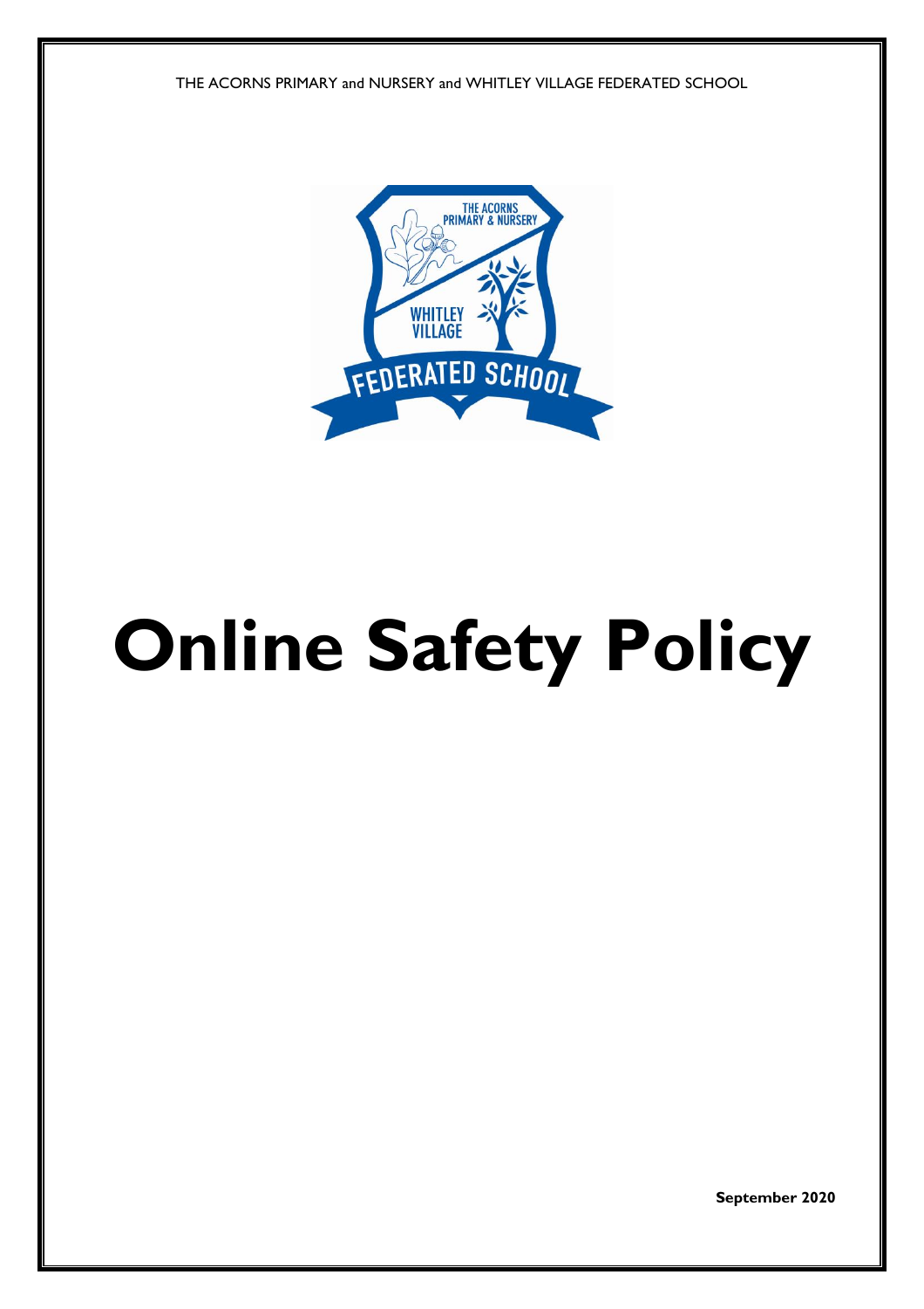THE ACORNS PRIMARY and NURSERY and WHITLEY VILLAGE FEDERATED SCHOOL

# Online Safety Policy

**September 2020**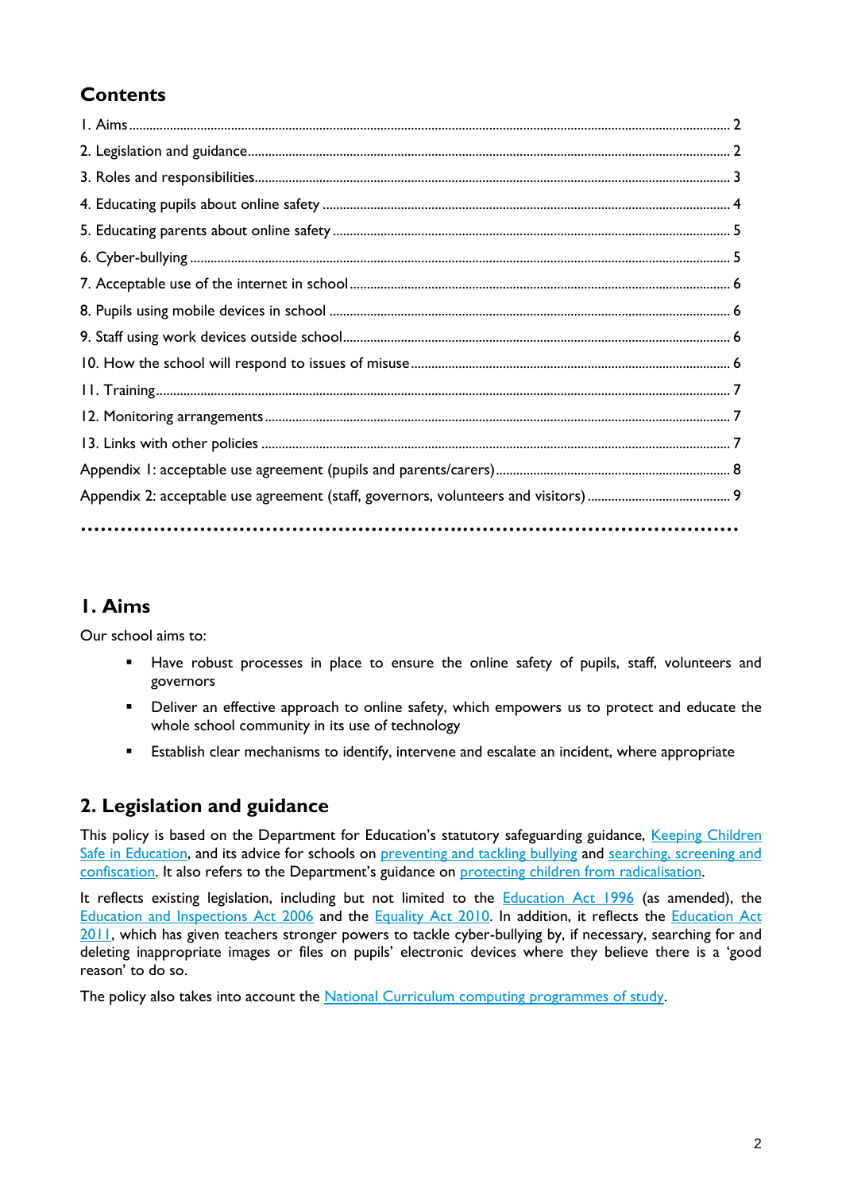## Contents

1. Aims ........ 2
2. Legislation and guidance ........ 2
3. Roles and responsibilities ........ 3
4. Educating pupils about online safety ........ 4
5. Educating parents about online safety ........ 5
6. Cyber-bullying ........ 5
7. Acceptable use of the internet in school ........ 6
8. Pupils using mobile devices in school ........ 6
9. Staff using work devices outside school ........ 6
10. How the school will respond to issues of misuse ........ 6
11. Training ........ 7
12. Monitoring arrangements ........ 7
13. Links with other policies ........ 7

Appendix 1: acceptable use agreement (pupils and parents/carers) ........ 8

Appendix 2: acceptable use agreement (staff, governors, volunteers and visitors) ........ 9

## 1. Aims

Our school aims to:

- Have robust processes in place to ensure the online safety of pupils, staff, volunteers and governors
- Deliver an effective approach to online safety, which empowers us to protect and educate the whole school community in its use of technology
- Establish clear mechanisms to identify, intervene and escalate an incident, where appropriate

## 2. Legislation and guidance

This policy is based on the Department for Education's statutory safeguarding guidance, Keeping Children Safe in Education, and its advice for schools on preventing and tackling bullying and searching, screening and confiscation. It also refers to the Department's guidance on protecting children from radicalisation.

It reflects existing legislation, including but not limited to the Education Act 1996 (as amended), the Education and Inspections Act 2006 and the Equality Act 2010. In addition, it reflects the Education Act 2011, which has given teachers stronger powers to tackle cyber-bullying by, if necessary, searching for and deleting inappropriate images or files on pupils' electronic devices where they believe there is a 'good reason' to do so.

The policy also takes into account the National Curriculum computing programmes of study.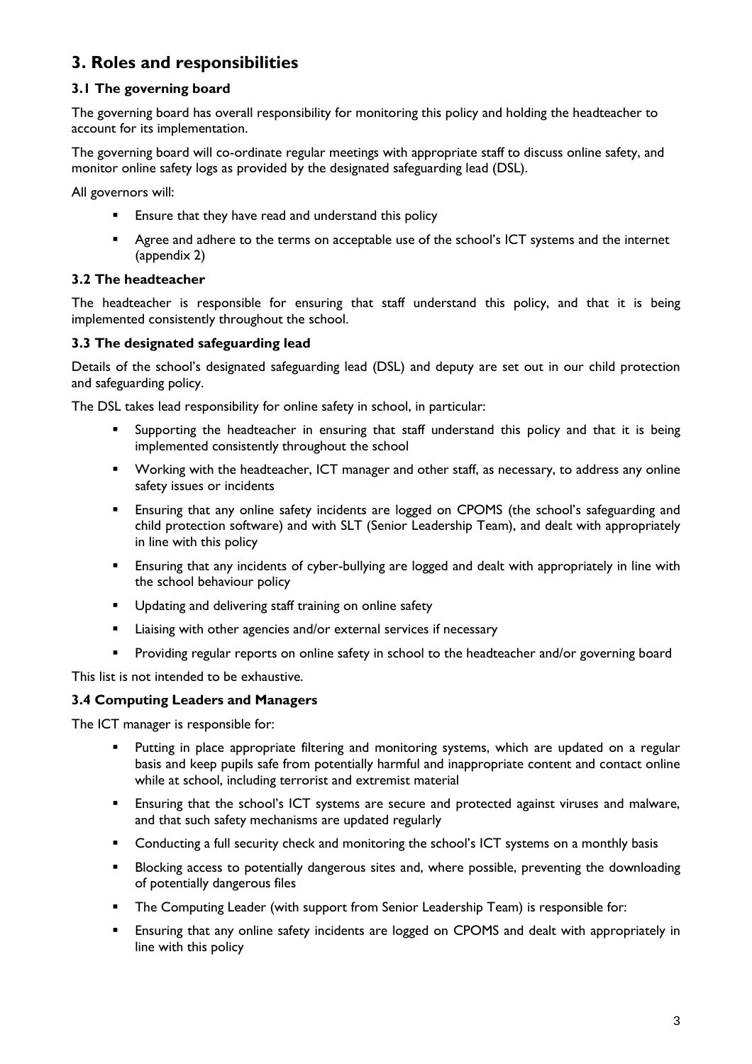## 3. Roles and responsibilities

### 3.1 The governing board

The governing board has overall responsibility for monitoring this policy and holding the headteacher to account for its implementation.

The governing board will co-ordinate regular meetings with appropriate staff to discuss online safety, and monitor online safety logs as provided by the designated safeguarding lead (DSL).

All governors will:

- Ensure that they have read and understand this policy
- Agree and adhere to the terms on acceptable use of the school's ICT systems and the internet (appendix 2)

### 3.2 The headteacher

The headteacher is responsible for ensuring that staff understand this policy, and that it is being implemented consistently throughout the school.

### 3.3 The designated safeguarding lead

Details of the school's designated safeguarding lead (DSL) and deputy are set out in our child protection and safeguarding policy.

The DSL takes lead responsibility for online safety in school, in particular:

- Supporting the headteacher in ensuring that staff understand this policy and that it is being implemented consistently throughout the school
- Working with the headteacher, ICT manager and other staff, as necessary, to address any online safety issues or incidents
- Ensuring that any online safety incidents are logged on CPOMS (the school's safeguarding and child protection software) and with SLT (Senior Leadership Team), and dealt with appropriately in line with this policy
- Ensuring that any incidents of cyber-bullying are logged and dealt with appropriately in line with the school behaviour policy
- Updating and delivering staff training on online safety
- Liaising with other agencies and/or external services if necessary
- Providing regular reports on online safety in school to the headteacher and/or governing board

This list is not intended to be exhaustive.

### 3.4 Computing Leaders and Managers

The ICT manager is responsible for:

- Putting in place appropriate filtering and monitoring systems, which are updated on a regular basis and keep pupils safe from potentially harmful and inappropriate content and contact online while at school, including terrorist and extremist material
- Ensuring that the school's ICT systems are secure and protected against viruses and malware, and that such safety mechanisms are updated regularly
- Conducting a full security check and monitoring the school's ICT systems on a monthly basis
- Blocking access to potentially dangerous sites and, where possible, preventing the downloading of potentially dangerous files
- The Computing Leader (with support from Senior Leadership Team) is responsible for:
- Ensuring that any online safety incidents are logged on CPOMS and dealt with appropriately in line with this policy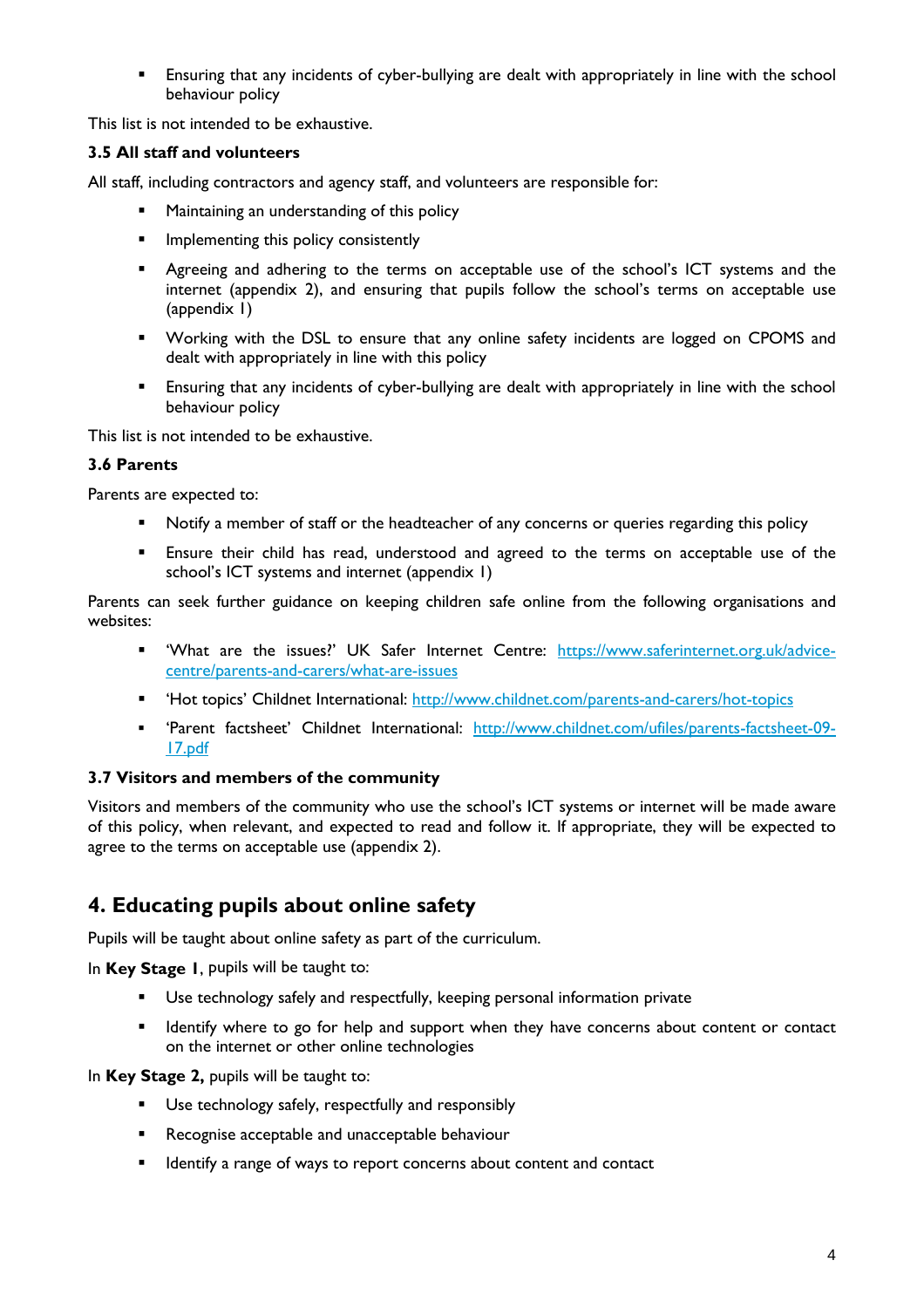- Ensuring that any incidents of cyber-bullying are dealt with appropriately in line with the school behaviour policy

This list is not intended to be exhaustive.

### 3.5 All staff and volunteers

All staff, including contractors and agency staff, and volunteers are responsible for:

- Maintaining an understanding of this policy
- Implementing this policy consistently
- Agreeing and adhering to the terms on acceptable use of the school's ICT systems and the internet (appendix 2), and ensuring that pupils follow the school's terms on acceptable use (appendix 1)
- Working with the DSL to ensure that any online safety incidents are logged on CPOMS and dealt with appropriately in line with this policy
- Ensuring that any incidents of cyber-bullying are dealt with appropriately in line with the school behaviour policy

This list is not intended to be exhaustive.

### 3.6 Parents

Parents are expected to:

- Notify a member of staff or the headteacher of any concerns or queries regarding this policy
- Ensure their child has read, understood and agreed to the terms on acceptable use of the school's ICT systems and internet (appendix 1)

Parents can seek further guidance on keeping children safe online from the following organisations and websites:

- 'What are the issues?' UK Safer Internet Centre: [https://www.saferinternet.org.uk/advice-centre/parents-and-carers/what-are-issues](https://www.saferinternet.org.uk/advice-centre/parents-and-carers/what-are-issues)
- 'Hot topics' Childnet International: [http://www.childnet.com/parents-and-carers/hot-topics](http://www.childnet.com/parents-and-carers/hot-topics)
- 'Parent factsheet' Childnet International: [http://www.childnet.com/ufiles/parents-factsheet-09-17.pdf](http://www.childnet.com/ufiles/parents-factsheet-09-17.pdf)

### 3.7 Visitors and members of the community

Visitors and members of the community who use the school's ICT systems or internet will be made aware of this policy, when relevant, and expected to read and follow it. If appropriate, they will be expected to agree to the terms on acceptable use (appendix 2).

## 4. Educating pupils about online safety

Pupils will be taught about online safety as part of the curriculum.

In **Key Stage 1**, pupils will be taught to:

- Use technology safely and respectfully, keeping personal information private
- Identify where to go for help and support when they have concerns about content or contact on the internet or other online technologies

In **Key Stage 2,** pupils will be taught to:

- Use technology safely, respectfully and responsibly
- Recognise acceptable and unacceptable behaviour
- Identify a range of ways to report concerns about content and contact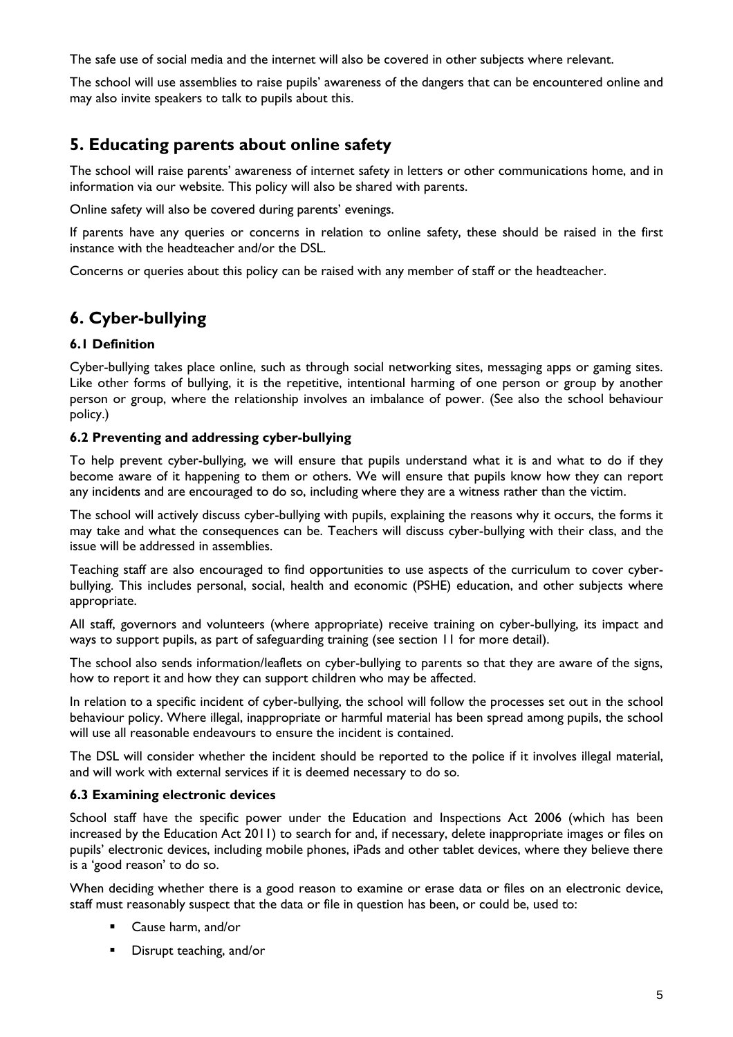The safe use of social media and the internet will also be covered in other subjects where relevant.

The school will use assemblies to raise pupils' awareness of the dangers that can be encountered online and may also invite speakers to talk to pupils about this.

## 5. Educating parents about online safety

The school will raise parents' awareness of internet safety in letters or other communications home, and in information via our website. This policy will also be shared with parents.

Online safety will also be covered during parents' evenings.

If parents have any queries or concerns in relation to online safety, these should be raised in the first instance with the headteacher and/or the DSL.

Concerns or queries about this policy can be raised with any member of staff or the headteacher.

## 6. Cyber-bullying

### 6.1 Definition

Cyber-bullying takes place online, such as through social networking sites, messaging apps or gaming sites. Like other forms of bullying, it is the repetitive, intentional harming of one person or group by another person or group, where the relationship involves an imbalance of power. (See also the school behaviour policy.)

### 6.2 Preventing and addressing cyber-bullying

To help prevent cyber-bullying, we will ensure that pupils understand what it is and what to do if they become aware of it happening to them or others. We will ensure that pupils know how they can report any incidents and are encouraged to do so, including where they are a witness rather than the victim.

The school will actively discuss cyber-bullying with pupils, explaining the reasons why it occurs, the forms it may take and what the consequences can be. Teachers will discuss cyber-bullying with their class, and the issue will be addressed in assemblies.

Teaching staff are also encouraged to find opportunities to use aspects of the curriculum to cover cyber-bullying. This includes personal, social, health and economic (PSHE) education, and other subjects where appropriate.

All staff, governors and volunteers (where appropriate) receive training on cyber-bullying, its impact and ways to support pupils, as part of safeguarding training (see section 11 for more detail).

The school also sends information/leaflets on cyber-bullying to parents so that they are aware of the signs, how to report it and how they can support children who may be affected.

In relation to a specific incident of cyber-bullying, the school will follow the processes set out in the school behaviour policy. Where illegal, inappropriate or harmful material has been spread among pupils, the school will use all reasonable endeavours to ensure the incident is contained.

The DSL will consider whether the incident should be reported to the police if it involves illegal material, and will work with external services if it is deemed necessary to do so.

### 6.3 Examining electronic devices

School staff have the specific power under the Education and Inspections Act 2006 (which has been increased by the Education Act 2011) to search for and, if necessary, delete inappropriate images or files on pupils' electronic devices, including mobile phones, iPads and other tablet devices, where they believe there is a 'good reason' to do so.

When deciding whether there is a good reason to examine or erase data or files on an electronic device, staff must reasonably suspect that the data or file in question has been, or could be, used to:

- Cause harm, and/or
- Disrupt teaching, and/or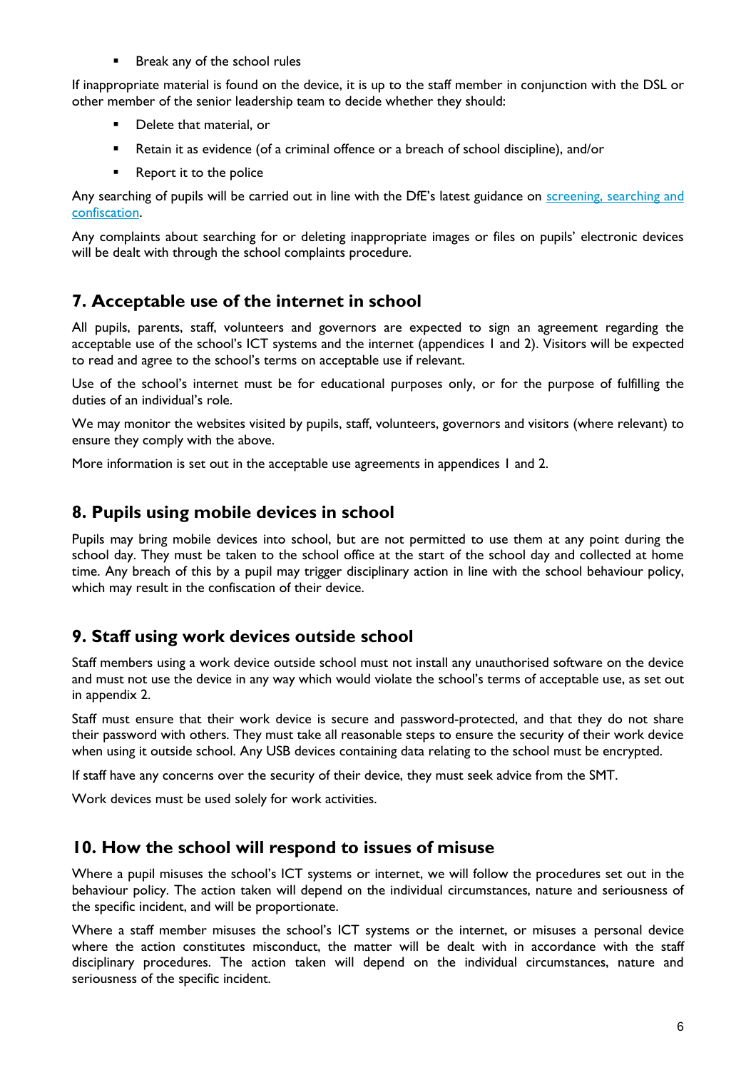- Break any of the school rules

If inappropriate material is found on the device, it is up to the staff member in conjunction with the DSL or other member of the senior leadership team to decide whether they should:

- Delete that material, or
- Retain it as evidence (of a criminal offence or a breach of school discipline), and/or
- Report it to the police

Any searching of pupils will be carried out in line with the DfE's latest guidance on [screening, searching and confiscation](screening, searching and confiscation).

Any complaints about searching for or deleting inappropriate images or files on pupils' electronic devices will be dealt with through the school complaints procedure.

## 7. Acceptable use of the internet in school

All pupils, parents, staff, volunteers and governors are expected to sign an agreement regarding the acceptable use of the school's ICT systems and the internet (appendices 1 and 2). Visitors will be expected to read and agree to the school's terms on acceptable use if relevant.

Use of the school's internet must be for educational purposes only, or for the purpose of fulfilling the duties of an individual's role.

We may monitor the websites visited by pupils, staff, volunteers, governors and visitors (where relevant) to ensure they comply with the above.

More information is set out in the acceptable use agreements in appendices 1 and 2.

## 8. Pupils using mobile devices in school

Pupils may bring mobile devices into school, but are not permitted to use them at any point during the school day. They must be taken to the school office at the start of the school day and collected at home time. Any breach of this by a pupil may trigger disciplinary action in line with the school behaviour policy, which may result in the confiscation of their device.

## 9. Staff using work devices outside school

Staff members using a work device outside school must not install any unauthorised software on the device and must not use the device in any way which would violate the school's terms of acceptable use, as set out in appendix 2.

Staff must ensure that their work device is secure and password-protected, and that they do not share their password with others. They must take all reasonable steps to ensure the security of their work device when using it outside school. Any USB devices containing data relating to the school must be encrypted.

If staff have any concerns over the security of their device, they must seek advice from the SMT.

Work devices must be used solely for work activities.

## 10. How the school will respond to issues of misuse

Where a pupil misuses the school's ICT systems or internet, we will follow the procedures set out in the behaviour policy. The action taken will depend on the individual circumstances, nature and seriousness of the specific incident, and will be proportionate.

Where a staff member misuses the school's ICT systems or the internet, or misuses a personal device where the action constitutes misconduct, the matter will be dealt with in accordance with the staff disciplinary procedures. The action taken will depend on the individual circumstances, nature and seriousness of the specific incident.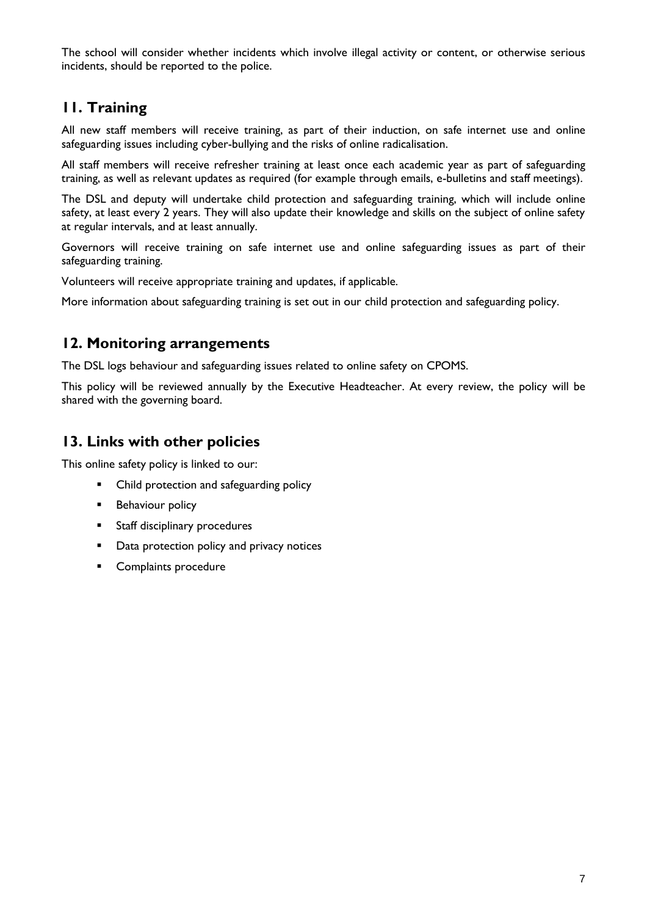The school will consider whether incidents which involve illegal activity or content, or otherwise serious incidents, should be reported to the police.

## 11. Training

All new staff members will receive training, as part of their induction, on safe internet use and online safeguarding issues including cyber-bullying and the risks of online radicalisation.

All staff members will receive refresher training at least once each academic year as part of safeguarding training, as well as relevant updates as required (for example through emails, e-bulletins and staff meetings).

The DSL and deputy will undertake child protection and safeguarding training, which will include online safety, at least every 2 years. They will also update their knowledge and skills on the subject of online safety at regular intervals, and at least annually.

Governors will receive training on safe internet use and online safeguarding issues as part of their safeguarding training.

Volunteers will receive appropriate training and updates, if applicable.

More information about safeguarding training is set out in our child protection and safeguarding policy.

## 12. Monitoring arrangements

The DSL logs behaviour and safeguarding issues related to online safety on CPOMS.

This policy will be reviewed annually by the Executive Headteacher. At every review, the policy will be shared with the governing board.

## 13. Links with other policies

This online safety policy is linked to our:

- Child protection and safeguarding policy
- Behaviour policy
- Staff disciplinary procedures
- Data protection policy and privacy notices
- Complaints procedure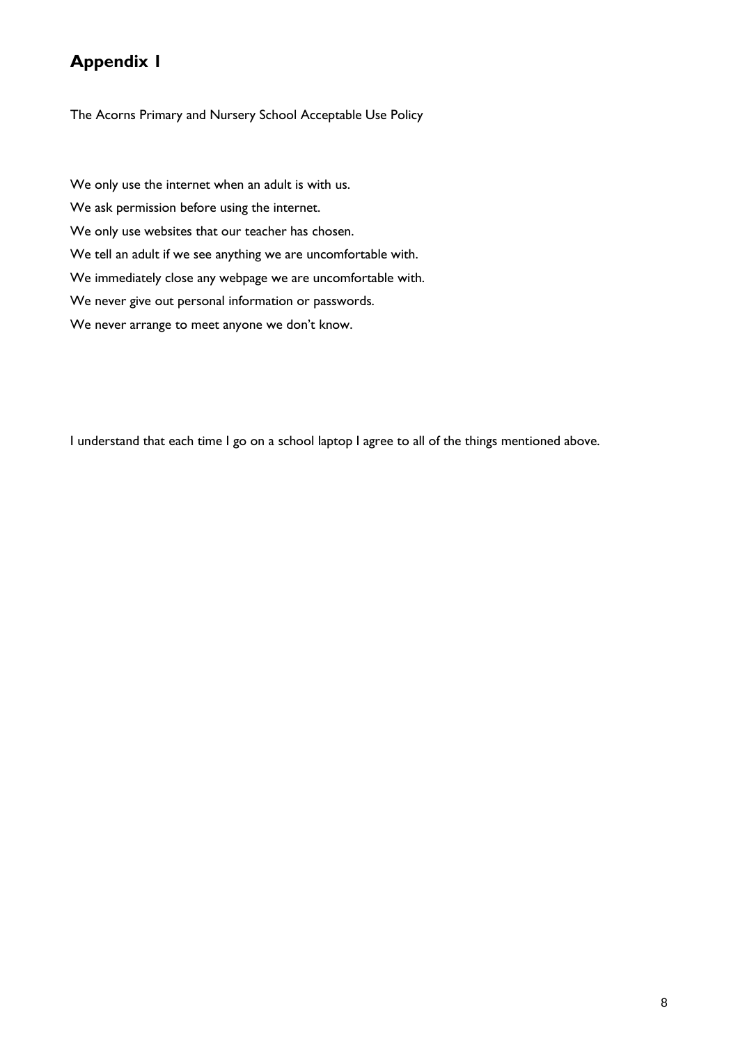# Appendix 1

The Acorns Primary and Nursery School Acceptable Use Policy

We only use the internet when an adult is with us.

We ask permission before using the internet.

We only use websites that our teacher has chosen.

We tell an adult if we see anything we are uncomfortable with.

We immediately close any webpage we are uncomfortable with.

We never give out personal information or passwords.

We never arrange to meet anyone we don't know.

I understand that each time I go on a school laptop I agree to all of the things mentioned above.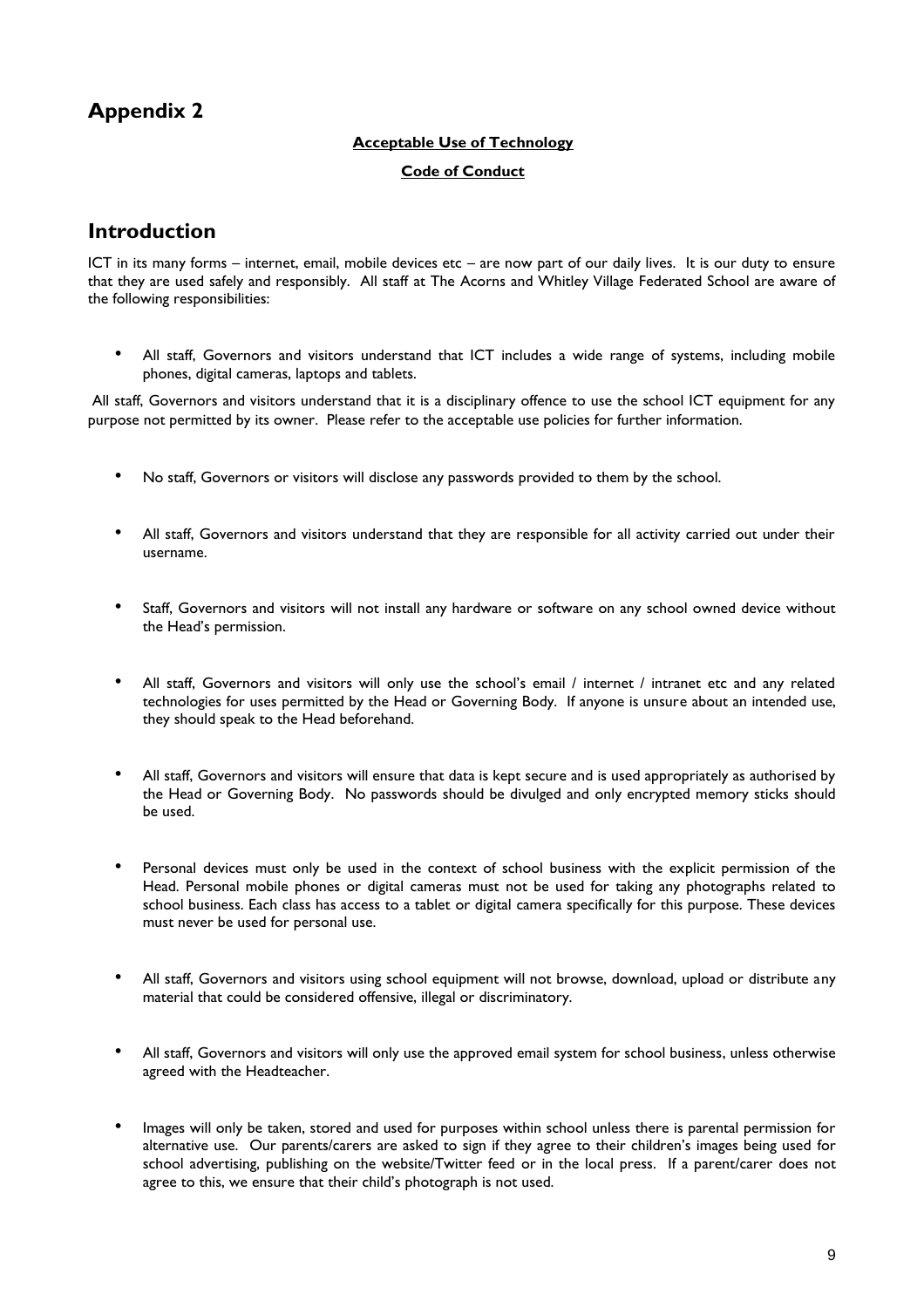# Appendix 2

**Acceptable Use of Technology**

**Code of Conduct**

## Introduction

ICT in its many forms – internet, email, mobile devices etc – are now part of our daily lives. It is our duty to ensure that they are used safely and responsibly. All staff at The Acorns and Whitley Village Federated School are aware of the following responsibilities:

- All staff, Governors and visitors understand that ICT includes a wide range of systems, including mobile phones, digital cameras, laptops and tablets.

All staff, Governors and visitors understand that it is a disciplinary offence to use the school ICT equipment for any purpose not permitted by its owner. Please refer to the acceptable use policies for further information.

- No staff, Governors or visitors will disclose any passwords provided to them by the school.
- All staff, Governors and visitors understand that they are responsible for all activity carried out under their username.
- Staff, Governors and visitors will not install any hardware or software on any school owned device without the Head's permission.
- All staff, Governors and visitors will only use the school's email / internet / intranet etc and any related technologies for uses permitted by the Head or Governing Body. If anyone is unsure about an intended use, they should speak to the Head beforehand.
- All staff, Governors and visitors will ensure that data is kept secure and is used appropriately as authorised by the Head or Governing Body. No passwords should be divulged and only encrypted memory sticks should be used.
- Personal devices must only be used in the context of school business with the explicit permission of the Head. Personal mobile phones or digital cameras must not be used for taking any photographs related to school business. Each class has access to a tablet or digital camera specifically for this purpose. These devices must never be used for personal use.
- All staff, Governors and visitors using school equipment will not browse, download, upload or distribute any material that could be considered offensive, illegal or discriminatory.
- All staff, Governors and visitors will only use the approved email system for school business, unless otherwise agreed with the Headteacher.
- Images will only be taken, stored and used for purposes within school unless there is parental permission for alternative use. Our parents/carers are asked to sign if they agree to their children's images being used for school advertising, publishing on the website/Twitter feed or in the local press. If a parent/carer does not agree to this, we ensure that their child's photograph is not used.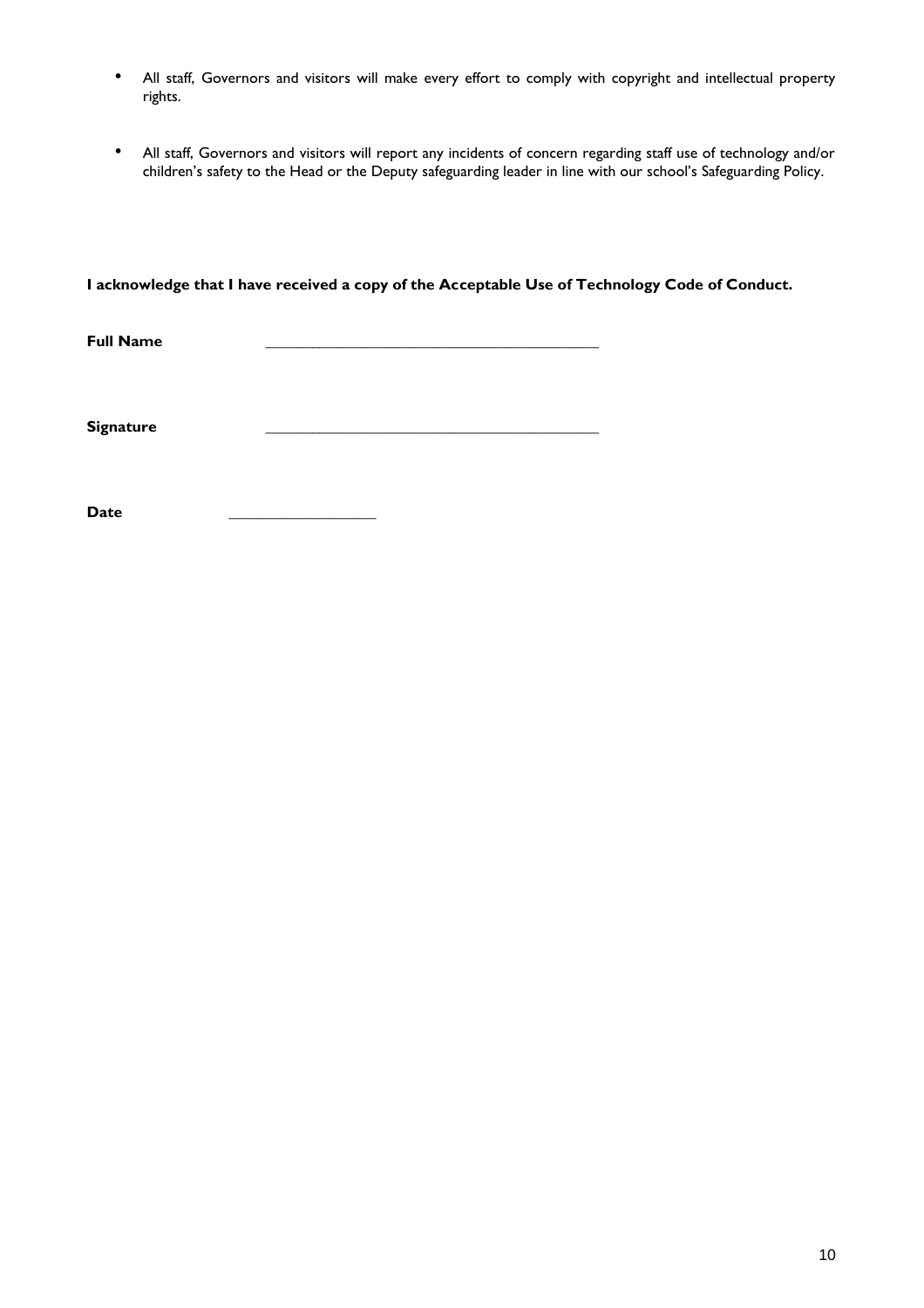- All staff, Governors and visitors will make every effort to comply with copyright and intellectual property rights.
- All staff, Governors and visitors will report any incidents of concern regarding staff use of technology and/or children's safety to the Head or the Deputy safeguarding leader in line with our school's Safeguarding Policy.

**I acknowledge that I have received a copy of the Acceptable Use of Technology Code of Conduct.**

**Full Name** _________________________________________

**Signature** _________________________________________

**Date** __________________